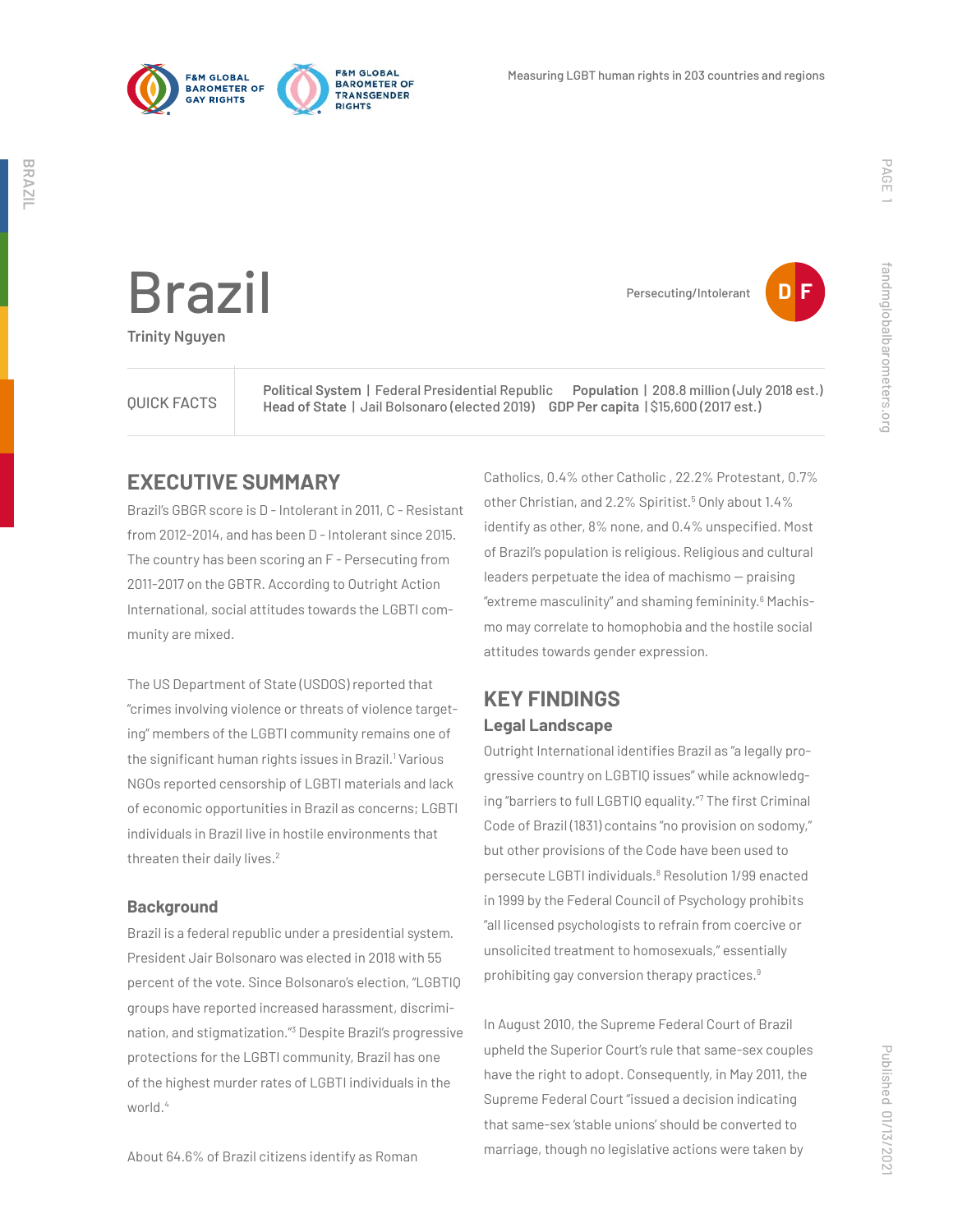# Brazil

**Trinity Nguyen**

Persecuting/Intolerant — D F

| QUICK FACTS | |
|---|---|
| **Political System** \| Federal Presidential Republic | **Population** \| 208.8 million (July 2018 est.) |
| **Head of State** \| Jail Bolsonaro (elected 2019) | **GDP Per capita** \| $15,600 (2017 est.) |

## EXECUTIVE SUMMARY

Brazil's GBGR score is D - Intolerant in 2011, C - Resistant from 2012-2014, and has been D - Intolerant since 2015. The country has been scoring an F - Persecuting from 2011-2017 on the GBTR. According to Outright Action International, social attitudes towards the LGBTI community are mixed.

The US Department of State (USDOS) reported that "crimes involving violence or threats of violence targeting" members of the LGBTI community remains one of the significant human rights issues in Brazil.[1] Various NGOs reported censorship of LGBTI materials and lack of economic opportunities in Brazil as concerns; LGBTI individuals in Brazil live in hostile environments that threaten their daily lives.[2]

### Background

Brazil is a federal republic under a presidential system. President Jair Bolsonaro was elected in 2018 with 55 percent of the vote. Since Bolsonaro's election, "LGBTIQ groups have reported increased harassment, discrimination, and stigmatization."[3] Despite Brazil's progressive protections for the LGBTI community, Brazil has one of the highest murder rates of LGBTI individuals in the world.[4]

About 64.6% of Brazil citizens identify as Roman Catholics, 0.4% other Catholic , 22.2% Protestant, 0.7% other Christian, and 2.2% Spiritist.[5] Only about 1.4% identify as other, 8% none, and 0.4% unspecified. Most of Brazil's population is religious. Religious and cultural leaders perpetuate the idea of machismo — praising "extreme masculinity" and shaming femininity.[6] Machismo may correlate to homophobia and the hostile social attitudes towards gender expression.

## KEY FINDINGS

### Legal Landscape

Outright International identifies Brazil as "a legally progressive country on LGBTIQ issues" while acknowledging "barriers to full LGBTIQ equality."[7] The first Criminal Code of Brazil (1831) contains "no provision on sodomy," but other provisions of the Code have been used to persecute LGBTI individuals.[8] Resolution 1/99 enacted in 1999 by the Federal Council of Psychology prohibits "all licensed psychologists to refrain from coercive or unsolicited treatment to homosexuals," essentially prohibiting gay conversion therapy practices.[9]

In August 2010, the Supreme Federal Court of Brazil upheld the Superior Court's rule that same-sex couples have the right to adopt. Consequently, in May 2011, the Supreme Federal Court "issued a decision indicating that same-sex 'stable unions' should be converted to marriage, though no legislative actions were taken by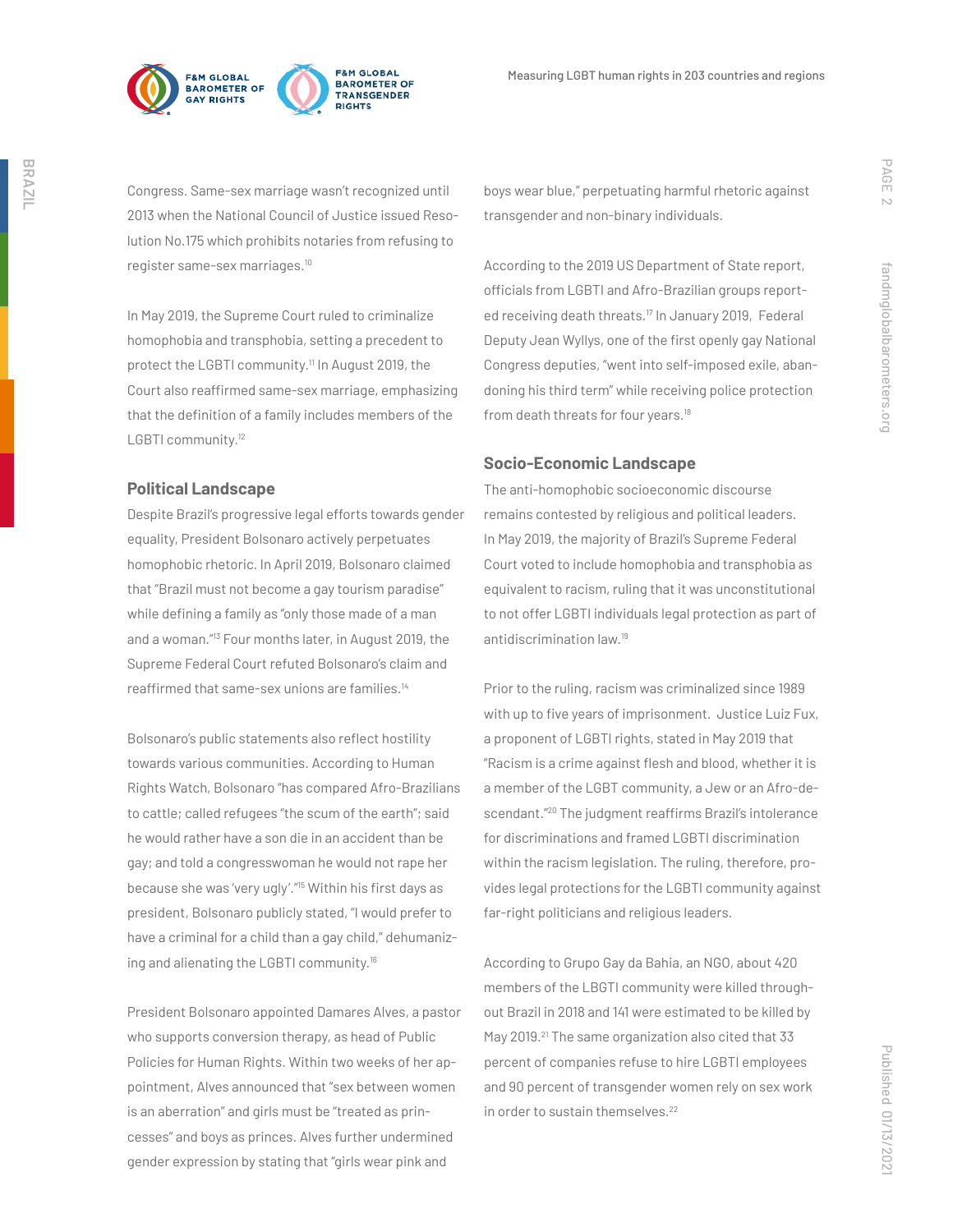Congress. Same-sex marriage wasn't recognized until 2013 when the National Council of Justice issued Resolution No.175 which prohibits notaries from refusing to register same-sex marriages.[10]

In May 2019, the Supreme Court ruled to criminalize homophobia and transphobia, setting a precedent to protect the LGBTI community.[11] In August 2019, the Court also reaffirmed same-sex marriage, emphasizing that the definition of a family includes members of the LGBTI community.[12]

## Political Landscape

Despite Brazil's progressive legal efforts towards gender equality, President Bolsonaro actively perpetuates homophobic rhetoric. In April 2019, Bolsonaro claimed that "Brazil must not become a gay tourism paradise" while defining a family as "only those made of a man and a woman."[13] Four months later, in August 2019, the Supreme Federal Court refuted Bolsonaro's claim and reaffirmed that same-sex unions are families.[14]

Bolsonaro's public statements also reflect hostility towards various communities. According to Human Rights Watch, Bolsonaro "has compared Afro-Brazilians to cattle; called refugees "the scum of the earth"; said he would rather have a son die in an accident than be gay; and told a congresswoman he would not rape her because she was 'very ugly'."[15] Within his first days as president, Bolsonaro publicly stated, "I would prefer to have a criminal for a child than a gay child," dehumanizing and alienating the LGBTI community.[16]

President Bolsonaro appointed Damares Alves, a pastor who supports conversion therapy, as head of Public Policies for Human Rights. Within two weeks of her appointment, Alves announced that "sex between women is an aberration" and girls must be "treated as princesses" and boys as princes. Alves further undermined gender expression by stating that "girls wear pink and boys wear blue," perpetuating harmful rhetoric against transgender and non-binary individuals.

According to the 2019 US Department of State report, officials from LGBTI and Afro-Brazilian groups reported receiving death threats.[17] In January 2019, Federal Deputy Jean Wyllys, one of the first openly gay National Congress deputies, "went into self-imposed exile, abandoning his third term" while receiving police protection from death threats for four years.[18]

## Socio-Economic Landscape

The anti-homophobic socioeconomic discourse remains contested by religious and political leaders. In May 2019, the majority of Brazil's Supreme Federal Court voted to include homophobia and transphobia as equivalent to racism, ruling that it was unconstitutional to not offer LGBTI individuals legal protection as part of antidiscrimination law.[19]

Prior to the ruling, racism was criminalized since 1989 with up to five years of imprisonment. Justice Luiz Fux, a proponent of LGBTI rights, stated in May 2019 that "Racism is a crime against flesh and blood, whether it is a member of the LGBT community, a Jew or an Afro-descendant."[20] The judgment reaffirms Brazil's intolerance for discriminations and framed LGBTI discrimination within the racism legislation. The ruling, therefore, provides legal protections for the LGBTI community against far-right politicians and religious leaders.

According to Grupo Gay da Bahia, an NGO, about 420 members of the LBGTI community were killed throughout Brazil in 2018 and 141 were estimated to be killed by May 2019.[21] The same organization also cited that 33 percent of companies refuse to hire LGBTI employees and 90 percent of transgender women rely on sex work in order to sustain themselves.[22]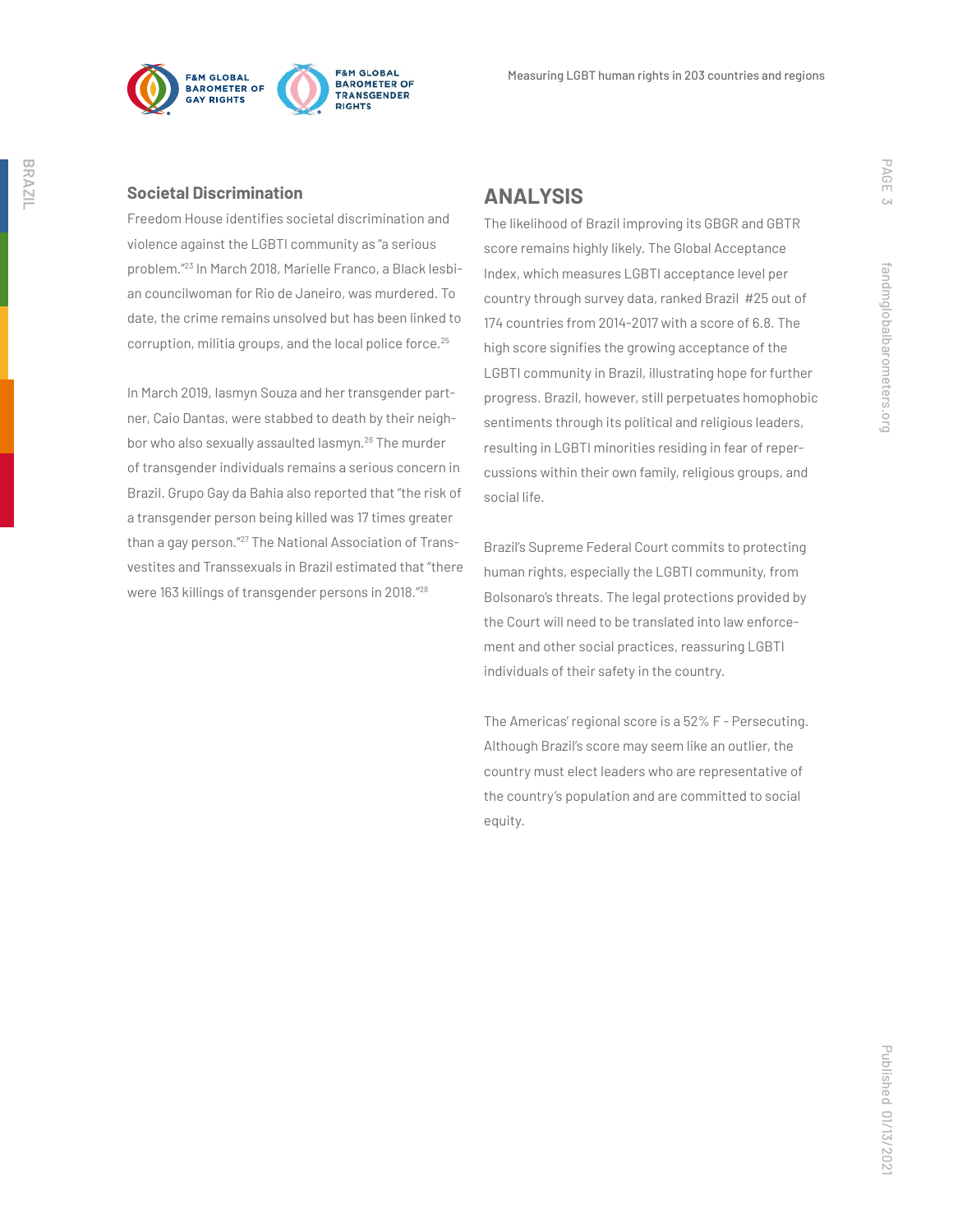### Societal Discrimination

Freedom House identifies societal discrimination and violence against the LGBTI community as "a serious problem."[23] In March 2018, Marielle Franco, a Black lesbian councilwoman for Rio de Janeiro, was murdered. To date, the crime remains unsolved but has been linked to corruption, militia groups, and the local police force.[25]

In March 2019, Iasmyn Souza and her transgender partner, Caio Dantas, were stabbed to death by their neighbor who also sexually assaulted Iasmyn.[26] The murder of transgender individuals remains a serious concern in Brazil. Grupo Gay da Bahia also reported that "the risk of a transgender person being killed was 17 times greater than a gay person."[27] The National Association of Transvestites and Transsexuals in Brazil estimated that "there were 163 killings of transgender persons in 2018."[28]

## ANALYSIS

The likelihood of Brazil improving its GBGR and GBTR score remains highly likely. The Global Acceptance Index, which measures LGBTI acceptance level per country through survey data, ranked Brazil #25 out of 174 countries from 2014-2017 with a score of 6.8. The high score signifies the growing acceptance of the LGBTI community in Brazil, illustrating hope for further progress. Brazil, however, still perpetuates homophobic sentiments through its political and religious leaders, resulting in LGBTI minorities residing in fear of repercussions within their own family, religious groups, and social life.

Brazil's Supreme Federal Court commits to protecting human rights, especially the LGBTI community, from Bolsonaro's threats. The legal protections provided by the Court will need to be translated into law enforcement and other social practices, reassuring LGBTI individuals of their safety in the country.

The Americas' regional score is a 52% F - Persecuting. Although Brazil's score may seem like an outlier, the country must elect leaders who are representative of the country's population and are committed to social equity.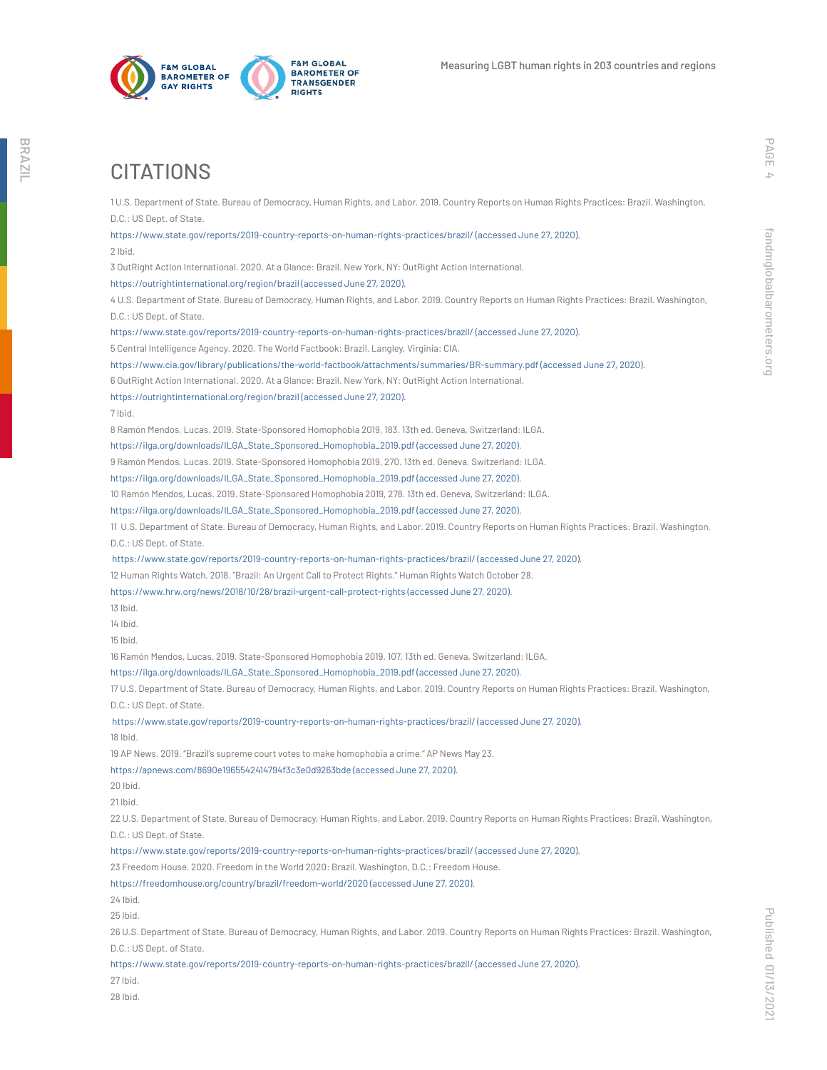# CITATIONS

1 U.S. Department of State. Bureau of Democracy, Human Rights, and Labor. 2019. Country Reports on Human Rights Practices: Brazil. Washington, D.C.: US Dept. of State.
https://www.state.gov/reports/2019-country-reports-on-human-rights-practices/brazil/ (accessed June 27, 2020).

2 Ibid.

3 OutRight Action International. 2020. At a Glance: Brazil. New York, NY: OutRight Action International.
https://outrightinternational.org/region/brazil (accessed June 27, 2020).

4 U.S. Department of State. Bureau of Democracy, Human Rights, and Labor. 2019. Country Reports on Human Rights Practices: Brazil. Washington, D.C.: US Dept. of State.
https://www.state.gov/reports/2019-country-reports-on-human-rights-practices/brazil/ (accessed June 27, 2020).

5 Central Intelligence Agency. 2020. The World Factbook: Brazil. Langley, Virginia: CIA.
https://www.cia.gov/library/publications/the-world-factbook/attachments/summaries/BR-summary.pdf (accessed June 27, 2020).

6 OutRight Action International. 2020. At a Glance: Brazil. New York, NY: OutRight Action International.
https://outrightinternational.org/region/brazil (accessed June 27, 2020).

7 Ibid.

8 Ramón Mendos, Lucas. 2019. State-Sponsored Homophobia 2019, 183. 13th ed. Geneva, Switzerland: ILGA.
https://ilga.org/downloads/ILGA_State_Sponsored_Homophobia_2019.pdf (accessed June 27, 2020).

9 Ramón Mendos, Lucas. 2019. State-Sponsored Homophobia 2019, 270. 13th ed. Geneva, Switzerland: ILGA.
https://ilga.org/downloads/ILGA_State_Sponsored_Homophobia_2019.pdf (accessed June 27, 2020).

10 Ramón Mendos, Lucas. 2019. State-Sponsored Homophobia 2019, 278. 13th ed. Geneva, Switzerland: ILGA.
https://ilga.org/downloads/ILGA_State_Sponsored_Homophobia_2019.pdf (accessed June 27, 2020).

11 U.S. Department of State. Bureau of Democracy, Human Rights, and Labor. 2019. Country Reports on Human Rights Practices: Brazil. Washington, D.C.: US Dept. of State.
https://www.state.gov/reports/2019-country-reports-on-human-rights-practices/brazil/ (accessed June 27, 2020).

12 Human Rights Watch. 2018. "Brazil: An Urgent Call to Protect Rights." Human Rights Watch October 28.
https://www.hrw.org/news/2018/10/28/brazil-urgent-call-protect-rights (accessed June 27, 2020).

13 Ibid.

14 Ibid.

15 Ibid.

16 Ramón Mendos, Lucas. 2019. State-Sponsored Homophobia 2019, 107. 13th ed. Geneva, Switzerland: ILGA.
https://ilga.org/downloads/ILGA_State_Sponsored_Homophobia_2019.pdf (accessed June 27, 2020).

17 U.S. Department of State. Bureau of Democracy, Human Rights, and Labor. 2019. Country Reports on Human Rights Practices: Brazil. Washington, D.C.: US Dept. of State.
https://www.state.gov/reports/2019-country-reports-on-human-rights-practices/brazil/ (accessed June 27, 2020).

18 Ibid.

19 AP News. 2019. "Brazil's supreme court votes to make homophobia a crime." AP News May 23.
https://apnews.com/8690e1965542414794f3c3e0d9263bde (accessed June 27, 2020).

20 Ibid.

21 Ibid.

22 U.S. Department of State. Bureau of Democracy, Human Rights, and Labor. 2019. Country Reports on Human Rights Practices: Brazil. Washington, D.C.: US Dept. of State.
https://www.state.gov/reports/2019-country-reports-on-human-rights-practices/brazil/ (accessed June 27, 2020).

23 Freedom House. 2020. Freedom in the World 2020: Brazil. Washington, D.C.: Freedom House.
https://freedomhouse.org/country/brazil/freedom-world/2020 (accessed June 27, 2020).

24 Ibid.

25 Ibid.

26 U.S. Department of State. Bureau of Democracy, Human Rights, and Labor. 2019. Country Reports on Human Rights Practices: Brazil. Washington, D.C.: US Dept. of State.
https://www.state.gov/reports/2019-country-reports-on-human-rights-practices/brazil/ (accessed June 27, 2020).

27 Ibid.

28 Ibid.